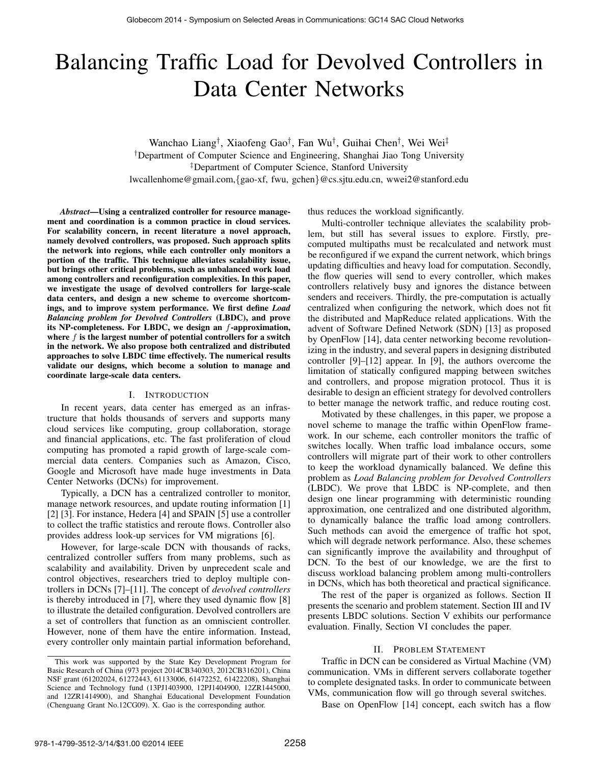# Balancing Traffic Load for Devolved Controllers in Data Center Networks

Wanchao Liang[†], Xiaofeng Gao[†], Fan Wu[†], Guihai Chen[†], Wei Wei[‡]

[†]Department of Computer Science and Engineering, Shanghai Jiao Tong University

[‡]Department of Computer Science, Stanford University

lwcallenhome@gmail.com,{gao-xf, fwu, gchen}@cs.sjtu.edu.cn, wwei2@stanford.edu

***Abstract*—Using a centralized controller for resource management and coordination is a common practice in cloud services. For scalability concern, in recent literature a novel approach, namely devolved controllers, was proposed. Such approach splits the network into regions, while each controller only monitors a portion of the traffic. This technique alleviates scalability issue, but brings other critical problems, such as unbalanced work load among controllers and reconfiguration complexities. In this paper, we investigate the usage of devolved controllers for large-scale data centers, and design a new scheme to overcome shortcomings, and to improve system performance. We first define *Load Balancing problem for Devolved Controllers* (LBDC), and prove its NP-completeness. For LBDC, we design an $f$-approximation, where $f$ is the largest number of potential controllers for a switch in the network. We also propose both centralized and distributed approaches to solve LBDC time effectively. The numerical results validate our designs, which become a solution to manage and coordinate large-scale data centers.**

## I. Introduction

In recent years, data center has emerged as an infrastructure that holds thousands of servers and supports many cloud services like computing, group collaboration, storage and financial applications, etc. The fast proliferation of cloud computing has promoted a rapid growth of large-scale commercial data centers. Companies such as Amazon, Cisco, Google and Microsoft have made huge investments in Data Center Networks (DCNs) for improvement.

Typically, a DCN has a centralized controller to monitor, manage network resources, and update routing information [1] [2] [3]. For instance, Hedera [4] and SPAIN [5] use a controller to collect the traffic statistics and reroute flows. Controller also provides address look-up services for VM migrations [6].

However, for large-scale DCN with thousands of racks, centralized controller suffers from many problems, such as scalability and availability. Driven by unprecedent scale and control objectives, researchers tried to deploy multiple controllers in DCNs [7]–[11]. The concept of *devolved controllers* is thereby introduced in [7], where they used dynamic flow [8] to illustrate the detailed configuration. Devolved controllers are a set of controllers that function as an omniscient controller. However, none of them have the entire information. Instead, every controller only maintain partial information beforehand, thus reduces the workload significantly.

Multi-controller technique alleviates the scalability problem, but still has several issues to explore. Firstly, pre-computed multipaths must be recalculated and network must be reconfigured if we expand the current network, which brings updating difficulties and heavy load for computation. Secondly, the flow queries will send to every controller, which makes controllers relatively busy and ignores the distance between senders and receivers. Thirdly, the pre-computation is actually centralized when configuring the network, which does not fit the distributed and MapReduce related applications. With the advent of Software Defined Network (SDN) [13] as proposed by OpenFlow [14], data center networking become revolutionizing in the industry, and several papers in designing distributed controller [9]–[12] appear. In [9], the authors overcome the limitation of statically configured mapping between switches and controllers, and propose migration protocol. Thus it is desirable to design an efficient strategy for devolved controllers to better manage the network traffic, and reduce routing cost.

Motivated by these challenges, in this paper, we propose a novel scheme to manage the traffic within OpenFlow framework. In our scheme, each controller monitors the traffic of switches locally. When traffic load imbalance occurs, some controllers will migrate part of their work to other controllers to keep the workload dynamically balanced. We define this problem as *Load Balancing problem for Devolved Controllers* (LBDC). We prove that LBDC is NP-complete, and then design one linear programming with deterministic rounding approximation, one centralized and one distributed algorithm, to dynamically balance the traffic load among controllers. Such methods can avoid the emergence of traffic hot spot, which will degrade network performance. Also, these schemes can significantly improve the availability and throughput of DCN. To the best of our knowledge, we are the first to discuss workload balancing problem among multi-controllers in DCNs, which has both theoretical and practical significance.

The rest of the paper is organized as follows. Section II presents the scenario and problem statement. Section III and IV presents LBDC solutions. Section V exhibits our performance evaluation. Finally, Section VI concludes the paper.

## II. Problem Statement

Traffic in DCN can be considered as Virtual Machine (VM) communication. VMs in different servers collaborate together to complete designated tasks. In order to communicate between VMs, communication flow will go through several switches.

Base on OpenFlow [14] concept, each switch has a flow

This work was supported by the State Key Development Program for Basic Research of China (973 project 2014CB340303, 2012CB316201), China NSF grant (61202024, 61272443, 61133006, 61472252, 61422208), Shanghai Science and Technology fund (13PJ1403900, 12PJ1404900, 12ZR1445000, and 12ZR1414900), and Shanghai Educational Development Foundation (Chenguang Grant No.12CG09). X. Gao is the corresponding author.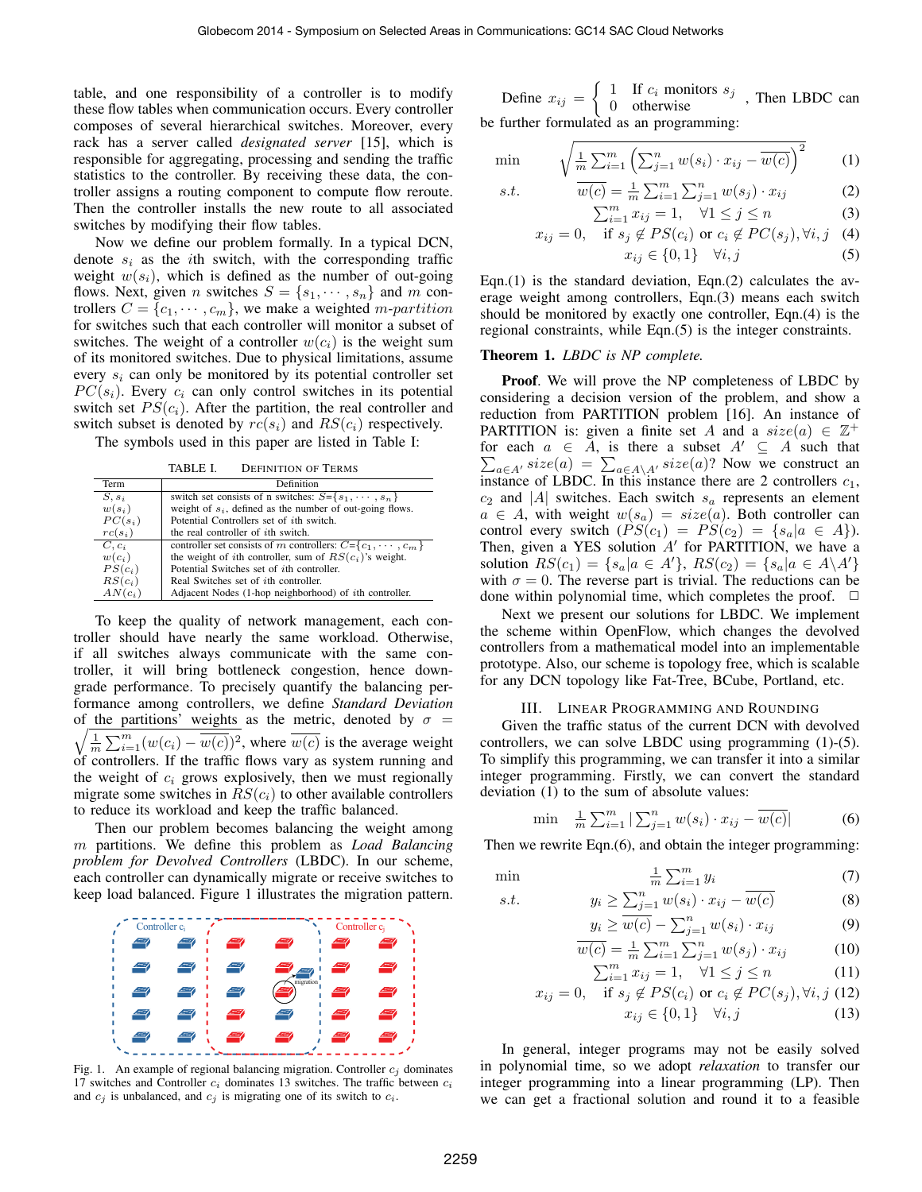table, and one responsibility of a controller is to modify these flow tables when communication occurs. Every controller composes of several hierarchical switches. Moreover, every rack has a server called *designated server* [15], which is responsible for aggregating, processing and sending the traffic statistics to the controller. By receiving these data, the controller assigns a routing component to compute flow reroute. Then the controller installs the new route to all associated switches by modifying their flow tables.

Now we define our problem formally. In a typical DCN, denote $s_i$ as the $i$th switch, with the corresponding traffic weight $w(s_i)$, which is defined as the number of out-going flows. Next, given $n$ switches $S = \{s_1, \cdots, s_n\}$ and $m$ controllers $C = \{c_1, \cdots, c_m\}$, we make a weighted *m-partition* for switches such that each controller will monitor a subset of switches. The weight of a controller $w(c_i)$ is the weight sum of its monitored switches. Due to physical limitations, assume every $s_i$ can only be monitored by its potential controller set $PC(s_i)$. Every $c_i$ can only control switches in its potential switch set $PS(c_i)$. After the partition, the real controller and switch subset is denoted by $rc(s_i)$ and $RS(c_i)$ respectively.

The symbols used in this paper are listed in Table I:

TABLE I. Definition of Terms

| Term | Definition |
|---|---|
| $S, s_i$ | switch set consists of n switches: $S$=$\{s_1, \cdots, s_n\}$ |
| $w(s_i)$ | weight of $s_i$, defined as the number of out-going flows. |
| $PC(s_i)$ | Potential Controllers set of $i$th switch. |
| $rc(s_i)$ | the real controller of $i$th switch. |
| $C, c_i$ | controller set consists of $m$ controllers: $C$=$\{c_1, \cdots, c_m\}$ |
| $w(c_i)$ | the weight of $i$th controller, sum of $RS(c_i)$'s weight. |
| $PS(c_i)$ | Potential Switches set of $i$th controller. |
| $RS(c_i)$ | Real Switches set of $i$th controller. |
| $AN(c_i)$ | Adjacent Nodes (1-hop neighborhood) of $i$th controller. |

To keep the quality of network management, each controller should have nearly the same workload. Otherwise, if all switches always communicate with the same controller, it will bring bottleneck congestion, hence downgrade performance. To precisely quantify the balancing performance among controllers, we define *Standard Deviation* of the partitions' weights as the metric, denoted by $\sigma = \sqrt{\frac{1}{m}\sum_{i=1}^{m}(w(c_i) - \overline{w(c)})^2}$, where $\overline{w(c)}$ is the average weight of controllers. If the traffic flows vary as system running and the weight of $c_i$ grows explosively, then we must regionally migrate some switches in $RS(c_i)$ to other available controllers to reduce its workload and keep the traffic balanced.

Then our problem becomes balancing the weight among $m$ partitions. We define this problem as *Load Balancing problem for Devolved Controllers* (LBDC). In our scheme, each controller can dynamically migrate or receive switches to keep load balanced. Figure 1 illustrates the migration pattern.

Fig. 1. An example of regional balancing migration. Controller $c_j$ dominates 17 switches and Controller $c_i$ dominates 13 switches. The traffic between $c_i$ and $c_j$ is unbalanced, and $c_j$ is migrating one of its switch to $c_i$.

Define $x_{ij} = \begin{cases} 1 & \text{If } c_i \text{ monitors } s_j \\ 0 & \text{otherwise} \end{cases}$, Then LBDC can be further formulated as an programming:

$$\min \quad \sqrt{\frac{1}{m}\sum_{i=1}^{m}\left(\sum_{j=1}^{n} w(s_i)\cdot x_{ij} - \overline{w(c)}\right)^2} \tag{1}$$

$$s.t. \quad \overline{w(c)} = \frac{1}{m}\sum_{i=1}^{m}\sum_{j=1}^{n} w(s_j)\cdot x_{ij} \tag{2}$$

$$\sum_{i=1}^{m} x_{ij} = 1, \quad \forall 1 \le j \le n \tag{3}$$

$$x_{ij} = 0, \quad \text{if } s_j \notin PS(c_i) \text{ or } c_i \notin PC(s_j), \forall i,j \tag{4}$$

$$x_{ij} \in \{0,1\} \quad \forall i,j \tag{5}$$

Eqn.(1) is the standard deviation, Eqn.(2) calculates the average weight among controllers, Eqn.(3) means each switch should be monitored by exactly one controller, Eqn.(4) is the regional constraints, while Eqn.(5) is the integer constraints.

**Theorem 1.** *LBDC is NP complete.*

**Proof**. We will prove the NP completeness of LBDC by considering a decision version of the problem, and show a reduction from PARTITION problem [16]. An instance of PARTITION is: given a finite set $A$ and a $size(a) \in \mathbb{Z}^+$ for each $a \in A$, is there a subset $A' \subseteq A$ such that $\sum_{a\in A'} size(a) = \sum_{a\in A\setminus A'} size(a)$? Now we construct an instance of LBDC. In this instance there are 2 controllers $c_1$, $c_2$ and $|A|$ switches. Each switch $s_a$ represents an element $a \in A$, with weight $w(s_a) = size(a)$. Both controller can control every switch ($PS(c_1) = PS(c_2) = \{s_a | a \in A\}$). Then, given a YES solution $A'$ for PARTITION, we have a solution $RS(c_1) = \{s_a | a \in A'\}$, $RS(c_2) = \{s_a | a \in A\setminus A'\}$ with $\sigma = 0$. The reverse part is trivial. The reductions can be done within polynomial time, which completes the proof. □

Next we present our solutions for LBDC. We implement the scheme within OpenFlow, which changes the devolved controllers from a mathematical model into an implementable prototype. Also, our scheme is topology free, which is scalable for any DCN topology like Fat-Tree, BCube, Portland, etc.

## III. Linear Programming and Rounding

Given the traffic status of the current DCN with devolved controllers, we can solve LBDC using programming (1)-(5). To simplify this programming, we can transfer it into a similar integer programming. Firstly, we can convert the standard deviation (1) to the sum of absolute values:

$$\min \quad \frac{1}{m}\sum_{i=1}^{m}\left|\sum_{j=1}^{n} w(s_i)\cdot x_{ij} - \overline{w(c)}\right| \tag{6}$$

Then we rewrite Eqn.(6), and obtain the integer programming:

$$\min \quad \frac{1}{m}\sum_{i=1}^{m} y_i \tag{7}$$

$$s.t. \quad y_i \ge \sum_{j=1}^{n} w(s_i)\cdot x_{ij} - \overline{w(c)} \tag{8}$$

$$y_i \ge \overline{w(c)} - \sum_{j=1}^{n} w(s_i)\cdot x_{ij} \tag{9}$$

$$\overline{w(c)} = \frac{1}{m}\sum_{i=1}^{m}\sum_{j=1}^{n} w(s_j)\cdot x_{ij} \tag{10}$$

$$\sum_{i=1}^{m} x_{ij} = 1, \quad \forall 1 \le j \le n \tag{11}$$

$$x_{ij} = 0, \quad \text{if } s_j \notin PS(c_i) \text{ or } c_i \notin PC(s_j), \forall i,j \tag{12}$$

$$x_{ij} \in \{0,1\} \quad \forall i,j \tag{13}$$

In general, integer programs may not be easily solved in polynomial time, so we adopt *relaxation* to transfer our integer programming into a linear programming (LP). Then we can get a fractional solution and round it to a feasible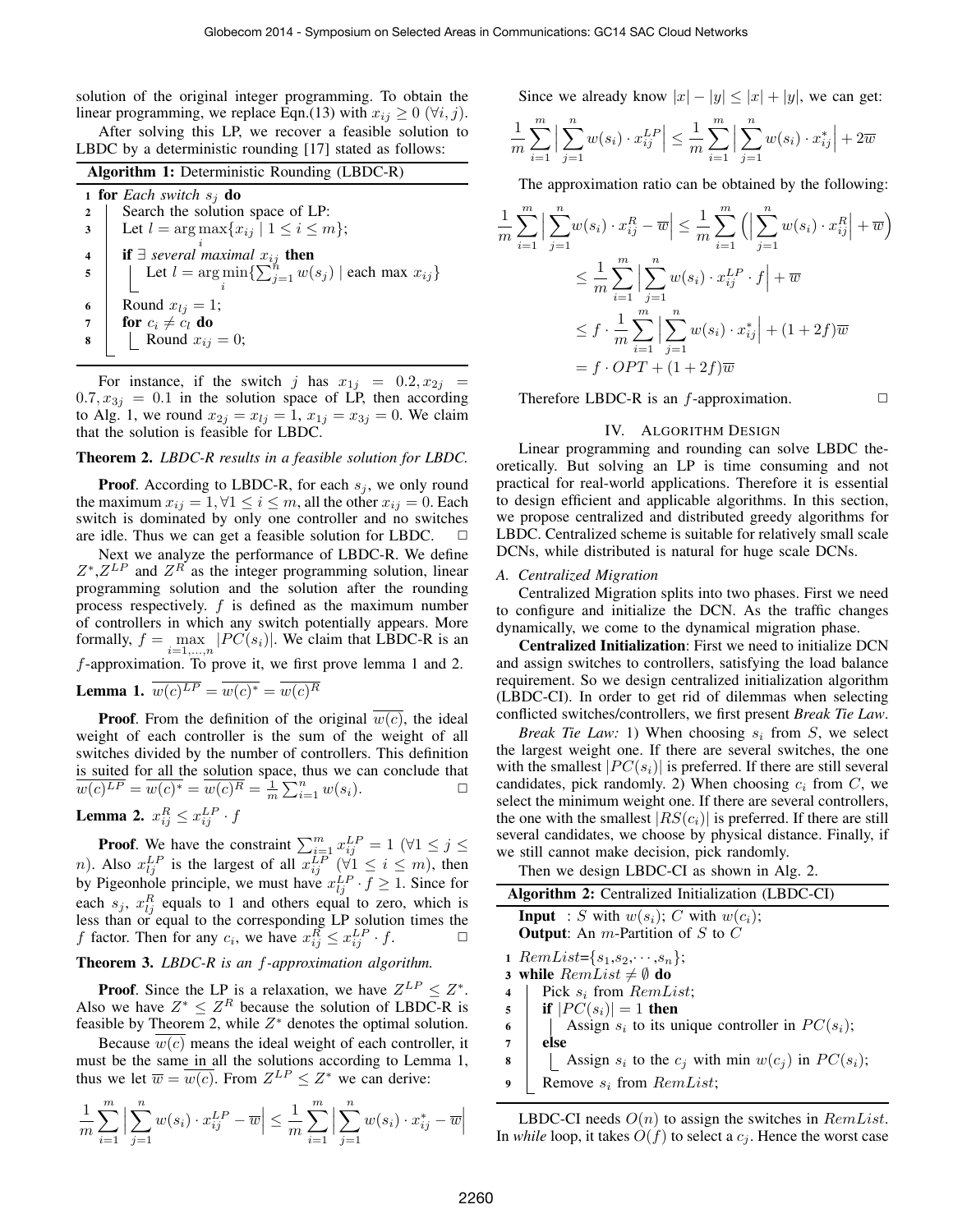solution of the original integer programming. To obtain the linear programming, we replace Eqn.(13) with $x_{ij} \geq 0$ $(\forall i, j)$.

After solving this LP, we recover a feasible solution to LBDC by a deterministic rounding [17] stated as follows:

**Algorithm 1:** Deterministic Rounding (LBDC-R)

```
1 for Each switch s_j do
2     Search the solution space of LP:
3     Let l = arg max_i {x_ij | 1 ≤ i ≤ m};
4     if ∃ several maximal x_ij then
5         Let l = arg min_i {Σ_{j=1}^{n} w(s_j) | each max x_ij}
6     Round x_lj = 1;
7     for c_i ≠ c_l do
8         Round x_ij = 0;
```

For instance, if the switch $j$ has $x_{1j} = 0.2, x_{2j} = 0.7, x_{3j} = 0.1$ in the solution space of LP, then according to Alg. 1, we round $x_{2j} = x_{lj} = 1$, $x_{1j} = x_{3j} = 0$. We claim that the solution is feasible for LBDC.

**Theorem 2.** *LBDC-R results in a feasible solution for LBDC.*

**Proof**. According to LBDC-R, for each $s_j$, we only round the maximum $x_{ij} = 1, \forall 1 \leq i \leq m$, all the other $x_{ij} = 0$. Each switch is dominated by only one controller and no switches are idle. Thus we can get a feasible solution for LBDC. □

Next we analyze the performance of LBDC-R. We define $Z^*$,$Z^{LP}$ and $Z^R$ as the integer programming solution, linear programming solution and the solution after the rounding process respectively. $f$ is defined as the maximum number of controllers in which any switch potentially appears. More formally, $f = \max_{i=1,\ldots,n} |PC(s_i)|$. We claim that LBDC-R is an $f$-approximation. To prove it, we first prove lemma 1 and 2.

**Lemma 1.** $\overline{w(c)}^{LP} = \overline{w(c)}^* = \overline{w(c)}^R$

**Proof**. From the definition of the original $\overline{w(c)}$, the ideal weight of each controller is the sum of the weight of all switches divided by the number of controllers. This definition is suited for all the solution space, thus we can conclude that $\overline{w(c)}^{LP} = \overline{w(c)}^* = \overline{w(c)}^R = \frac{1}{m}\sum_{i=1}^{n} w(s_i)$. □

**Lemma 2.** $x_{ij}^R \leq x_{ij}^{LP} \cdot f$

**Proof**. We have the constraint $\sum_{i=1}^{m} x_{ij}^{LP} = 1$ $(\forall 1 \leq j \leq n)$. Also $x_{lj}^{LP}$ is the largest of all $x_{ij}^{LP}$ $(\forall 1 \leq i \leq m)$, then by Pigeonhole principle, we must have $x_{lj}^{LP} \cdot f \geq 1$. Since for each $s_j$, $x_{lj}^R$ equals to 1 and others equal to zero, which is less than or equal to the corresponding LP solution times the $f$ factor. Then for any $c_i$, we have $x_{ij}^R \leq x_{ij}^{LP} \cdot f$. □

**Theorem 3.** *LBDC-R is an f-approximation algorithm.*

**Proof**. Since the LP is a relaxation, we have $Z^{LP} \leq Z^*$. Also we have $Z^* \leq Z^R$ because the solution of LBDC-R is feasible by Theorem 2, while $Z^*$ denotes the optimal solution.

Because $\overline{w(c)}$ means the ideal weight of each controller, it must be the same in all the solutions according to Lemma 1, thus we let $\overline{w} = \overline{w(c)}$. From $Z^{LP} \leq Z^*$ we can derive:

$$\frac{1}{m}\sum_{i=1}^{m}\Big|\sum_{j=1}^{n} w(s_i)\cdot x_{ij}^{LP} - \overline{w}\Big| \leq \frac{1}{m}\sum_{i=1}^{m}\Big|\sum_{j=1}^{n} w(s_i)\cdot x_{ij}^{*} - \overline{w}\Big|$$

Since we already know $|x| - |y| \leq |x| + |y|$, we can get:

$$\frac{1}{m}\sum_{i=1}^{m}\Big|\sum_{j=1}^{n} w(s_i)\cdot x_{ij}^{LP}\Big| \leq \frac{1}{m}\sum_{i=1}^{m}\Big|\sum_{j=1}^{n} w(s_i)\cdot x_{ij}^{*}\Big| + 2\overline{w}$$

The approximation ratio can be obtained by the following:

$$\begin{aligned}
\frac{1}{m}\sum_{i=1}^{m}\Big|\sum_{j=1}^{n} w(s_i)\cdot x_{ij}^{R} - \overline{w}\Big| &\leq \frac{1}{m}\sum_{i=1}^{m}\Big(\Big|\sum_{j=1}^{n} w(s_i)\cdot x_{ij}^{R}\Big| + \overline{w}\Big) \\
&\leq \frac{1}{m}\sum_{i=1}^{m}\Big|\sum_{j=1}^{n} w(s_i)\cdot x_{ij}^{LP}\cdot f\Big| + \overline{w} \\
&\leq f\cdot\frac{1}{m}\sum_{i=1}^{m}\Big|\sum_{j=1}^{n} w(s_i)\cdot x_{ij}^{*}\Big| + (1+2f)\overline{w} \\
&= f\cdot OPT + (1+2f)\overline{w}
\end{aligned}$$

Therefore LBDC-R is an $f$-approximation. □

## IV. Algorithm Design

Linear programming and rounding can solve LBDC theoretically. But solving an LP is time consuming and not practical for real-world applications. Therefore it is essential to design efficient and applicable algorithms. In this section, we propose centralized and distributed greedy algorithms for LBDC. Centralized scheme is suitable for relatively small scale DCNs, while distributed is natural for huge scale DCNs.

### A. Centralized Migration

Centralized Migration splits into two phases. First we need to configure and initialize the DCN. As the traffic changes dynamically, we come to the dynamical migration phase.

**Centralized Initialization**: First we need to initialize DCN and assign switches to controllers, satisfying the load balance requirement. So we design centralized initialization algorithm (LBDC-CI). In order to get rid of dilemmas when selecting conflicted switches/controllers, we first present *Break Tie Law*.

*Break Tie Law:* 1) When choosing $s_i$ from $S$, we select the largest weight one. If there are several switches, the one with the smallest $|PC(s_i)|$ is preferred. If there are still several candidates, pick randomly. 2) When choosing $c_i$ from $C$, we select the minimum weight one. If there are several controllers, the one with the smallest $|RS(c_i)|$ is preferred. If there are still several candidates, we choose by physical distance. Finally, if we still cannot make decision, pick randomly.

Then we design LBDC-CI as shown in Alg. 2.

**Algorithm 2:** Centralized Initialization (LBDC-CI)

**Input** : $S$ with $w(s_i)$; $C$ with $w(c_i)$;
**Output**: An $m$-Partition of $S$ to $C$

```
1 RemList={s_1,s_2,...,s_n};
3 while RemList ≠ ∅ do
4     Pick s_i from RemList;
5     if |PC(s_i)| = 1 then
6         Assign s_i to its unique controller in PC(s_i);
7     else
8         Assign s_i to the c_j with min w(c_j) in PC(s_i);
9     Remove s_i from RemList;
```

LBDC-CI needs $O(n)$ to assign the switches in $RemList$. In *while* loop, it takes $O(f)$ to select a $c_j$. Hence the worst case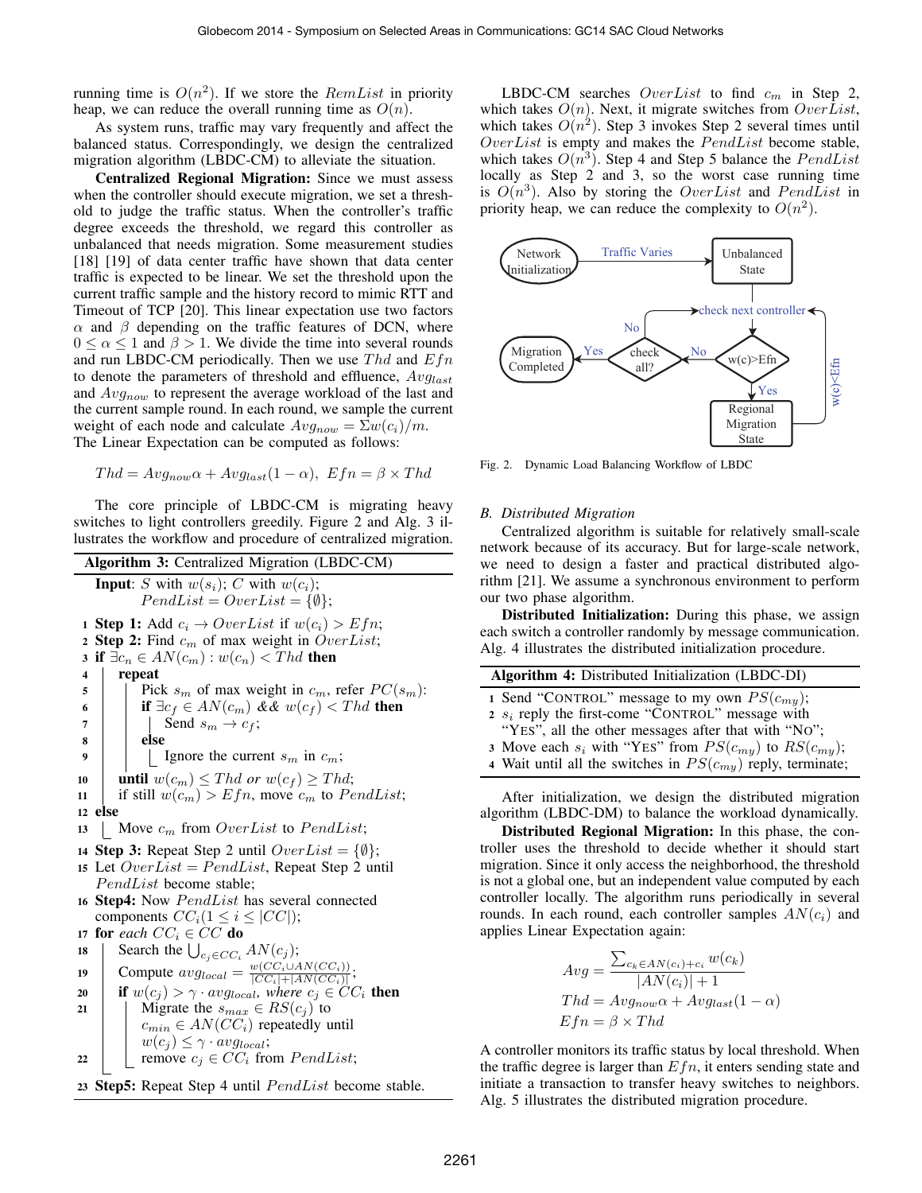running time is $O(n^2)$. If we store the $RemList$ in priority heap, we can reduce the overall running time as $O(n)$.

As system runs, traffic may vary frequently and affect the balanced status. Correspondingly, we design the centralized migration algorithm (LBDC-CM) to alleviate the situation.

**Centralized Regional Migration:** Since we must assess when the controller should execute migration, we set a threshold to judge the traffic status. When the controller's traffic degree exceeds the threshold, we regard this controller as unbalanced that needs migration. Some measurement studies [18] [19] of data center traffic have shown that data center traffic is expected to be linear. We set the threshold upon the current traffic sample and the history record to mimic RTT and Timeout of TCP [20]. This linear expectation use two factors $\alpha$ and $\beta$ depending on the traffic features of DCN, where $0 \leq \alpha \leq 1$ and $\beta > 1$. We divide the time into several rounds and run LBDC-CM periodically. Then we use $Thd$ and $Efn$ to denote the parameters of threshold and effluence, $Avg_{last}$ and $Avg_{now}$ to represent the average workload of the last and the current sample round. In each round, we sample the current weight of each node and calculate $Avg_{now} = \Sigma w(c_i)/m$. The Linear Expectation can be computed as follows:

$$Thd = Avg_{now}\alpha + Avg_{last}(1-\alpha),\ Efn = \beta \times Thd$$

The core principle of LBDC-CM is migrating heavy switches to light controllers greedily. Figure 2 and Alg. 3 illustrates the workflow and procedure of centralized migration.

**Algorithm 3:** Centralized Migration (LBDC-CM)

**Input**: $S$ with $w(s_i)$; $C$ with $w(c_i)$; $PendList = OverList = \{\emptyset\}$;

```
1  Step 1: Add c_i → OverList if w(c_i) > Efn;
2  Step 2: Find c_m of max weight in OverList;
3  if ∃c_n ∈ AN(c_m) : w(c_n) < Thd then
4      repeat
5          Pick s_m of max weight in c_m, refer PC(s_m):
6          if ∃c_f ∈ AN(c_m) && w(c_f) < Thd then
7              Send s_m → c_f;
8          else
9              Ignore the current s_m in c_m;
10     until w(c_m) ≤ Thd or w(c_f) ≥ Thd;
11     if still w(c_m) > Efn, move c_m to PendList;
12 else
13     Move c_m from OverList to PendList;
14 Step 3: Repeat Step 2 until OverList = {∅};
15 Let OverList = PendList, Repeat Step 2 until
   PendList become stable;
16 Step4: Now PendList has several connected
   components CC_i (1 ≤ i ≤ |CC|);
17 for each CC_i ∈ CC do
18     Search the ⋃_{c_j ∈ CC_i} AN(c_j);
19     Compute avg_local = w(CC_i ∪ AN(CC_i)) / (|CC_i| + |AN(CC_i)|);
20     if w(c_j) > γ · avg_local, where c_j ∈ CC_i then
21         Migrate the s_max ∈ RS(c_j) to
           c_min ∈ AN(CC_i) repeatedly until
           w(c_j) ≤ γ · avg_local;
22         remove c_j ∈ CC_i from PendList;
23 Step5: Repeat Step 4 until PendList become stable.
```

LBDC-CM searches $OverList$ to find $c_m$ in Step 2, which takes $O(n)$. Next, it migrate switches from $OverList$, which takes $O(n^2)$. Step 3 invokes Step 2 several times until $OverList$ is empty and makes the $PendList$ become stable, which takes $O(n^3)$. Step 4 and Step 5 balance the $PendList$ locally as Step 2 and 3, so the worst case running time is $O(n^3)$. Also by storing the $OverList$ and $PendList$ in priority heap, we can reduce the complexity to $O(n^2)$.

Fig. 2. Dynamic Load Balancing Workflow of LBDC

## B. Distributed Migration

Centralized algorithm is suitable for relatively small-scale network because of its accuracy. But for large-scale network, we need to design a faster and practical distributed algorithm [21]. We assume a synchronous environment to perform our two phase algorithm.

**Distributed Initialization:** During this phase, we assign each switch a controller randomly by message communication. Alg. 4 illustrates the distributed initialization procedure.

**Algorithm 4:** Distributed Initialization (LBDC-DI)

```
1  Send "CONTROL" message to my own PS(c_my);
2  s_i reply the first-come "CONTROL" message with
   "YES", all the other messages after that with "NO";
3  Move each s_i with "YES" from PS(c_my) to RS(c_my);
4  Wait until all the switches in PS(c_my) reply, terminate;
```

After initialization, we design the distributed migration algorithm (LBDC-DM) to balance the workload dynamically.

**Distributed Regional Migration:** In this phase, the controller uses the threshold to decide whether it should start migration. Since it only access the neighborhood, the threshold is not a global one, but an independent value computed by each controller locally. The algorithm runs periodically in several rounds. In each round, each controller samples $AN(c_i)$ and applies Linear Expectation again:

$$Avg = \frac{\sum_{c_k \in AN(c_i)+c_i} w(c_k)}{|AN(c_i)|+1}$$

$$Thd = Avg_{now}\alpha + Avg_{last}(1-\alpha)$$

$$Efn = \beta \times Thd$$

A controller monitors its traffic status by local threshold. When the traffic degree is larger than $Efn$, it enters sending state and initiate a transaction to transfer heavy switches to neighbors. Alg. 5 illustrates the distributed migration procedure.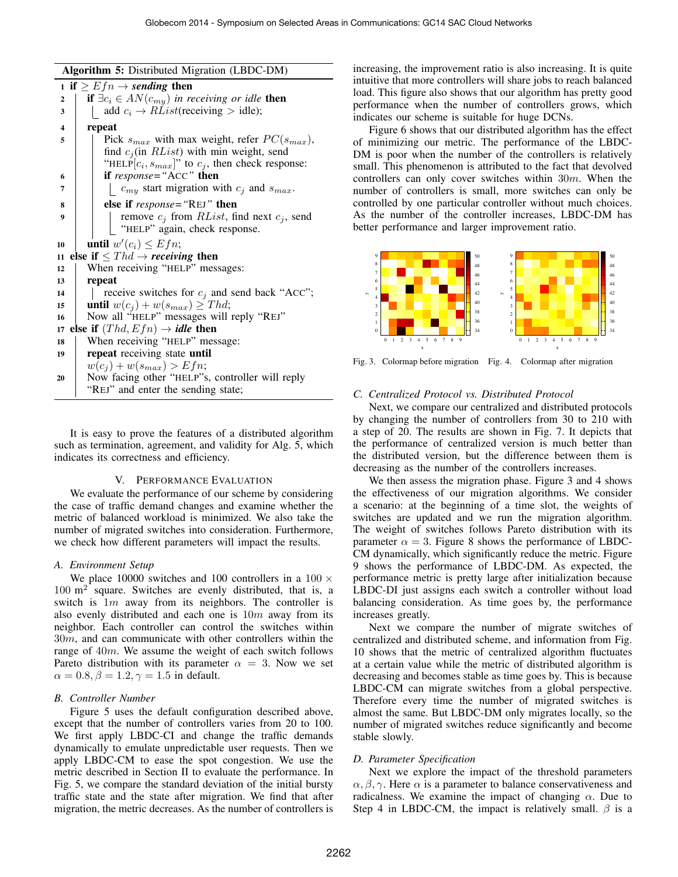**Algorithm 5:** Distributed Migration (LBDC-DM)

```
1  if ≥ Efn → sending then
2      if ∃c_i ∈ AN(c_my) in receiving or idle then
3          add c_i → RList(receiving > idle);
4      repeat
5          Pick s_max with max weight, refer PC(s_max),
           find c_j(in RList) with min weight, send
           "HELP[c_i, s_max]" to c_j, then check response:
6          if response="ACC" then
7              c_my start migration with c_j and s_max.
8          else if response="REJ" then
9              remove c_j from RList, find next c_j, send
               "HELP" again, check response.
10     until w'(c_i) ≤ Efn;
11 else if ≤ Thd → receiving then
12     When receiving "HELP" messages:
13     repeat
14         receive switches for c_j and send back "ACC";
15     until w(c_j) + w(s_max) ≥ Thd;
16     Now all "HELP" messages will reply "REJ"
17 else if (Thd, Efn) → idle then
18     When receiving "HELP" message:
19     repeat receiving state until
       w(c_j) + w(s_max) > Efn;
20     Now facing other "HELP"s, controller will reply
       "REJ" and enter the sending state;
```

It is easy to prove the features of a distributed algorithm such as termination, agreement, and validity for Alg. 5, which indicates its correctness and efficiency.

## V. Performance Evaluation

We evaluate the performance of our scheme by considering the case of traffic demand changes and examine whether the metric of balanced workload is minimized. We also take the number of migrated switches into consideration. Furthermore, we check how different parameters will impact the results.

### A. Environment Setup

We place 10000 switches and 100 controllers in a $100 \times 100$ m$^2$ square. Switches are evenly distributed, that is, a switch is $1m$ away from its neighbors. The controller is also evenly distributed and each one is $10m$ away from its neighbor. Each controller can control the switches within $30m$, and can communicate with other controllers within the range of $40m$. We assume the weight of each switch follows Pareto distribution with its parameter $\alpha = 3$. Now we set $\alpha = 0.8, \beta = 1.2, \gamma = 1.5$ in default.

### B. Controller Number

Figure 5 uses the default configuration described above, except that the number of controllers varies from 20 to 100. We first apply LBDC-CI and change the traffic demands dynamically to emulate unpredictable user requests. Then we apply LBDC-CM to ease the spot congestion. We use the metric described in Section II to evaluate the performance. In Fig. 5, we compare the standard deviation of the initial bursty traffic state and the state after migration. We find that after migration, the metric decreases. As the number of controllers is increasing, the improvement ratio is also increasing. It is quite intuitive that more controllers will share jobs to reach balanced load. This figure also shows that our algorithm has pretty good performance when the number of controllers grows, which indicates our scheme is suitable for huge DCNs.

Figure 6 shows that our distributed algorithm has the effect of minimizing our metric. The performance of the LBDC-DM is poor when the number of the controllers is relatively small. This phenomenon is attributed to the fact that devolved controllers can only cover switches within $30m$. When the number of controllers is small, more switches can only be controlled by one particular controller without much choices. As the number of the controller increases, LBDC-DM has better performance and larger improvement ratio.

Fig. 3. Colormap before migration

Fig. 4. Colormap after migration

### C. Centralized Protocol vs. Distributed Protocol

Next, we compare our centralized and distributed protocols by changing the number of controllers from 30 to 210 with a step of 20. The results are shown in Fig. 7. It depicts that the performance of centralized version is much better than the distributed version, but the difference between them is decreasing as the number of the controllers increases.

We then assess the migration phase. Figure 3 and 4 shows the effectiveness of our migration algorithms. We consider a scenario: at the beginning of a time slot, the weights of switches are updated and we run the migration algorithm. The weight of switches follows Pareto distribution with its parameter $\alpha = 3$. Figure 8 shows the performance of LBDC-CM dynamically, which significantly reduce the metric. Figure 9 shows the performance of LBDC-DM. As expected, the performance metric is pretty large after initialization because LBDC-DI just assigns each switch a controller without load balancing consideration. As time goes by, the performance increases greatly.

Next we compare the number of migrate switches of centralized and distributed scheme, and information from Fig. 10 shows that the metric of centralized algorithm fluctuates at a certain value while the metric of distributed algorithm is decreasing and becomes stable as time goes by. This is because LBDC-CM can migrate switches from a global perspective. Therefore every time the number of migrated switches is almost the same. But LBDC-DM only migrates locally, so the number of migrated switches reduce significantly and become stable slowly.

### D. Parameter Specification

Next we explore the impact of the threshold parameters $\alpha, \beta, \gamma$. Here $\alpha$ is a parameter to balance conservativeness and radicalness. We examine the impact of changing $\alpha$. Due to Step 4 in LBDC-CM, the impact is relatively small. $\beta$ is a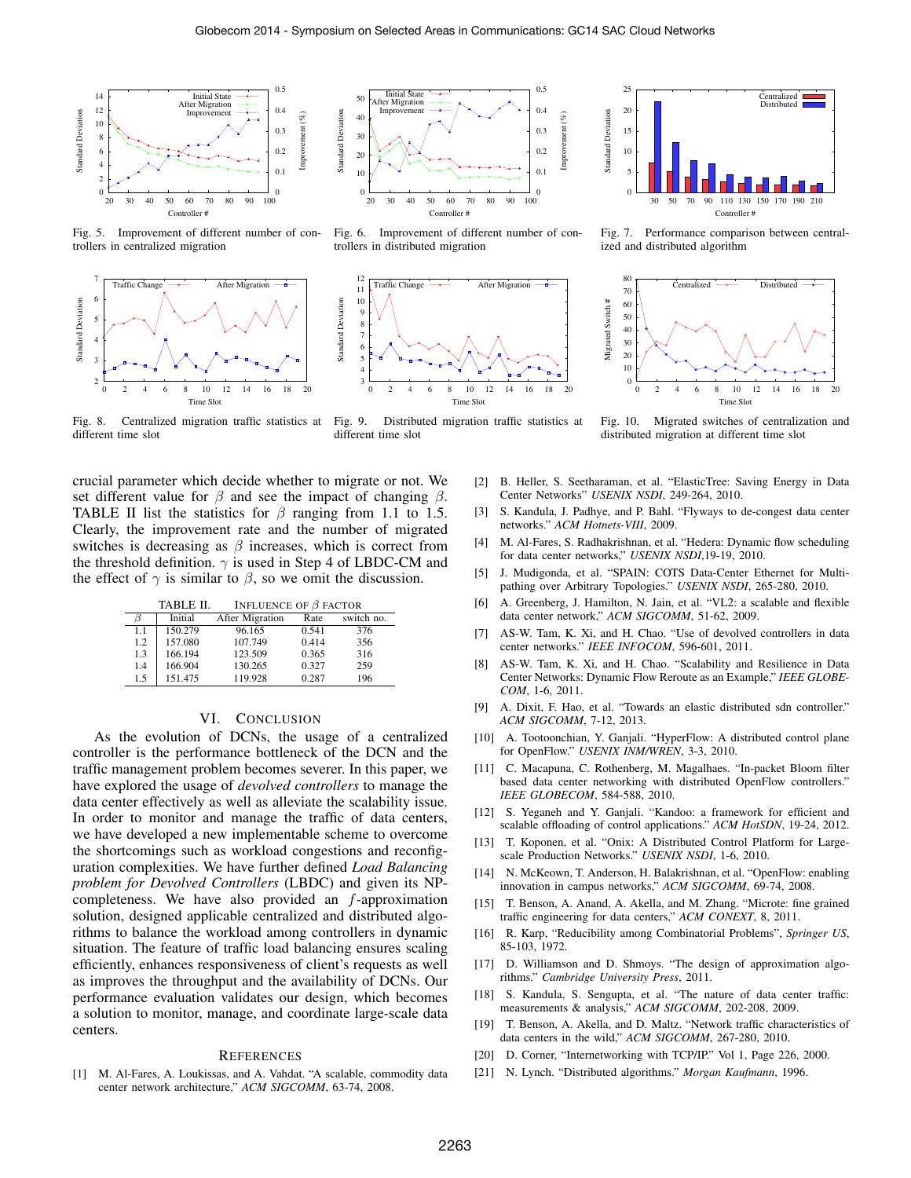Standard Deviation

Improvement (%)

Initial State
After Migration
Improvement

Controller #

Fig. 5. Improvement of different number of controllers in centralized migration

Standard Deviation

Improvement (%)

Initial State
After Migration
Improvement

Controller #

Fig. 6. Improvement of different number of controllers in distributed migration

Standard Deviation

Centralized
Distributed

Controller #

Fig. 7. Performance comparison between centralized and distributed algorithm

Standard Deviation

Traffic Change
After Migration

Time Slot

Fig. 8. Centralized migration traffic statistics at different time slot

Standard Deviation

Traffic Change
After Migration

Time Slot

Fig. 9. Distributed migration traffic statistics at different time slot

Migrated Switch #

Centralized
Distributed

Time Slot

Fig. 10. Migrated switches of centralization and distributed migration at different time slot

crucial parameter which decide whether to migrate or not. We set different value for $\beta$ and see the impact of changing $\beta$. TABLE II list the statistics for $\beta$ ranging from 1.1 to 1.5. Clearly, the improvement rate and the number of migrated switches is decreasing as $\beta$ increases, which is correct from the threshold definition. $\gamma$ is used in Step 4 of LBDC-CM and the effect of $\gamma$ is similar to $\beta$, so we omit the discussion.

TABLE II. INFLUENCE OF $\beta$ FACTOR

| $\beta$ | Initial | After Migration | Rate | switch no. |
|---|---|---|---|---|
| 1.1 | 150.279 | 96.165 | 0.541 | 376 |
| 1.2 | 157.080 | 107.749 | 0.414 | 356 |
| 1.3 | 166.194 | 123.509 | 0.365 | 316 |
| 1.4 | 166.904 | 130.265 | 0.327 | 259 |
| 1.5 | 151.475 | 119.928 | 0.287 | 196 |

## VI. CONCLUSION

As the evolution of DCNs, the usage of a centralized controller is the performance bottleneck of the DCN and the traffic management problem becomes severer. In this paper, we have explored the usage of *devolved controllers* to manage the data center effectively as well as alleviate the scalability issue. In order to monitor and manage the traffic of data centers, we have developed a new implementable scheme to overcome the shortcomings such as workload congestions and reconfiguration complexities. We have further defined *Load Balancing problem for Devolved Controllers* (LBDC) and given its NP-completeness. We have also provided an $f$-approximation solution, designed applicable centralized and distributed algorithms to balance the workload among controllers in dynamic situation. The feature of traffic load balancing ensures scaling efficiently, enhances responsiveness of client's requests as well as improves the throughput and the availability of DCNs. Our performance evaluation validates our design, which becomes a solution to monitor, manage, and coordinate large-scale data centers.

## REFERENCES

[1] M. Al-Fares, A. Loukissas, and A. Vahdat. "A scalable, commodity data center network architecture," *ACM SIGCOMM*, 63-74, 2008.

[2] B. Heller, S. Seetharaman, et al. "ElasticTree: Saving Energy in Data Center Networks" *USENIX NSDI*, 249-264, 2010.

[3] S. Kandula, J. Padhye, and P. Bahl. "Flyways to de-congest data center networks." *ACM Hotnets-VIII*, 2009.

[4] M. Al-Fares, S. Radhakrishnan, et al. "Hedera: Dynamic flow scheduling for data center networks," *USENIX NSDI*,19-19, 2010.

[5] J. Mudigonda, et al. "SPAIN: COTS Data-Center Ethernet for Multipathing over Arbitrary Topologies." *USENIX NSDI*, 265-280, 2010.

[6] A. Greenberg, J. Hamilton, N. Jain, et al. "VL2: a scalable and flexible data center network," *ACM SIGCOMM*, 51-62, 2009.

[7] AS-W. Tam, K. Xi, and H. Chao. "Use of devolved controllers in data center networks." *IEEE INFOCOM*, 596-601, 2011.

[8] AS-W. Tam, K. Xi, and H. Chao. "Scalability and Resilience in Data Center Networks: Dynamic Flow Reroute as an Example," *IEEE GLOBECOM*, 1-6, 2011.

[9] A. Dixit, F. Hao, et al. "Towards an elastic distributed sdn controller." *ACM SIGCOMM*, 7-12, 2013.

[10] A. Tootoonchian, Y. Ganjali. "HyperFlow: A distributed control plane for OpenFlow." *USENIX INM/WREN*, 3-3, 2010.

[11] C. Macapuna, C. Rothenberg, M. Magalhaes. "In-packet Bloom filter based data center networking with distributed OpenFlow controllers." *IEEE GLOBECOM*, 584-588, 2010.

[12] S. Yeganeh and Y. Ganjali. "Kandoo: a framework for efficient and scalable offloading of control applications." *ACM HotSDN*, 19-24, 2012.

[13] T. Koponen, et al. "Onix: A Distributed Control Platform for Large-scale Production Networks." *USENIX NSDI*, 1-6, 2010.

[14] N. McKeown, T. Anderson, H. Balakrishnan, et al. "OpenFlow: enabling innovation in campus networks," *ACM SIGCOMM*, 69-74, 2008.

[15] T. Benson, A. Anand, A. Akella, and M. Zhang. "Microte: fine grained traffic engineering for data centers," *ACM CONEXT*, 8, 2011.

[16] R. Karp, "Reducibility among Combinatorial Problems", *Springer US*, 85-103, 1972.

[17] D. Williamson and D. Shmoys. "The design of approximation algorithms." *Cambridge University Press*, 2011.

[18] S. Kandula, S. Sengupta, et al. "The nature of data center traffic: measurements & analysis," *ACM SIGCOMM*, 202-208, 2009.

[19] T. Benson, A. Akella, and D. Maltz. "Network traffic characteristics of data centers in the wild," *ACM SIGCOMM*, 267-280, 2010.

[20] D. Corner, "Internetworking with TCP/IP." Vol 1, Page 226, 2000.

[21] N. Lynch. "Distributed algorithms." *Morgan Kaufmann*, 1996.